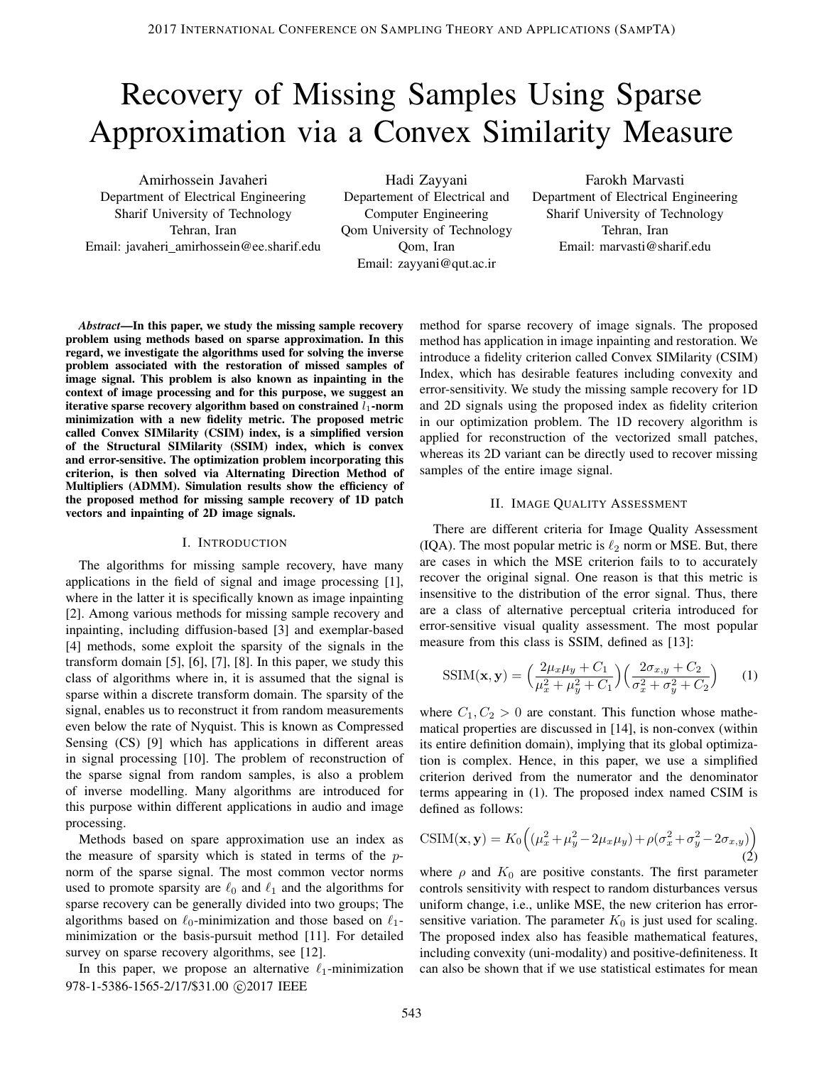# Recovery of Missing Samples Using Sparse Approximation via a Convex Similarity Measure

Amirhossein Javaheri
Department of Electrical Engineering
Sharif University of Technology
Tehran, Iran
Email: javaheri_amirhossein@ee.sharif.edu

Hadi Zayyani
Departement of Electrical and Computer Engineering
Qom University of Technology
Qom, Iran
Email: zayyani@qut.ac.ir

Farokh Marvasti
Department of Electrical Engineering
Sharif University of Technology
Tehran, Iran
Email: marvasti@sharif.edu

***Abstract*—In this paper, we study the missing sample recovery problem using methods based on sparse approximation. In this regard, we investigate the algorithms used for solving the inverse problem associated with the restoration of missed samples of image signal. This problem is also known as inpainting in the context of image processing and for this purpose, we suggest an iterative sparse recovery algorithm based on constrained $l_1$-norm minimization with a new fidelity metric. The proposed metric called Convex SIMilarity (CSIM) index, is a simplified version of the Structural SIMilarity (SSIM) index, which is convex and error-sensitive. The optimization problem incorporating this criterion, is then solved via Alternating Direction Method of Multipliers (ADMM). Simulation results show the efficiency of the proposed method for missing sample recovery of 1D patch vectors and inpainting of 2D image signals.**

## I. Introduction

The algorithms for missing sample recovery, have many applications in the field of signal and image processing [1], where in the latter it is specifically known as image inpainting [2]. Among various methods for missing sample recovery and inpainting, including diffusion-based [3] and exemplar-based [4] methods, some exploit the sparsity of the signals in the transform domain [5], [6], [7], [8]. In this paper, we study this class of algorithms where in, it is assumed that the signal is sparse within a discrete transform domain. The sparsity of the signal, enables us to reconstruct it from random measurements even below the rate of Nyquist. This is known as Compressed Sensing (CS) [9] which has applications in different areas in signal processing [10]. The problem of reconstruction of the sparse signal from random samples, is also a problem of inverse modelling. Many algorithms are introduced for this purpose within different applications in audio and image processing.

Methods based on spare approximation use an index as the measure of sparsity which is stated in terms of the $p$-norm of the sparse signal. The most common vector norms used to promote sparsity are $\ell_0$ and $\ell_1$ and the algorithms for sparse recovery can be generally divided into two groups; The algorithms based on $\ell_0$-minimization and those based on $\ell_1$-minimization or the basis-pursuit method [11]. For detailed survey on sparse recovery algorithms, see [12].

In this paper, we propose an alternative $\ell_1$-minimization method for sparse recovery of image signals. The proposed method has application in image inpainting and restoration. We introduce a fidelity criterion called Convex SIMilarity (CSIM) Index, which has desirable features including convexity and error-sensitivity. We study the missing sample recovery for 1D and 2D signals using the proposed index as fidelity criterion in our optimization problem. The 1D recovery algorithm is applied for reconstruction of the vectorized small patches, whereas its 2D variant can be directly used to recover missing samples of the entire image signal.

978-1-5386-1565-2/17/$31.00 ©2017 IEEE

## II. Image Quality Assessment

There are different criteria for Image Quality Assessment (IQA). The most popular metric is $\ell_2$ norm or MSE. But, there are cases in which the MSE criterion fails to to accurately recover the original signal. One reason is that this metric is insensitive to the distribution of the error signal. Thus, there are a class of alternative perceptual criteria introduced for error-sensitive visual quality assessment. The most popular measure from this class is SSIM, defined as [13]:

$$\mathrm{SSIM}(\mathbf{x},\mathbf{y}) = \Big(\frac{2\mu_x\mu_y + C_1}{\mu_x^2+\mu_y^2+C_1}\Big)\Big(\frac{2\sigma_{x,y}+C_2}{\sigma_x^2+\sigma_y^2+C_2}\Big) \tag{1}$$

where $C_1, C_2 > 0$ are constant. This function whose mathematical properties are discussed in [14], is non-convex (within its entire definition domain), implying that its global optimization is complex. Hence, in this paper, we use a simplified criterion derived from the numerator and the denominator terms appearing in (1). The proposed index named CSIM is defined as follows:

$$\mathrm{CSIM}(\mathbf{x},\mathbf{y}) = K_0\Big((\mu_x^2+\mu_y^2-2\mu_x\mu_y)+\rho(\sigma_x^2+\sigma_y^2-2\sigma_{x,y})\Big) \tag{2}$$

where $\rho$ and $K_0$ are positive constants. The first parameter controls sensitivity with respect to random disturbances versus uniform change, i.e., unlike MSE, the new criterion has error-sensitive variation. The parameter $K_0$ is just used for scaling. The proposed index also has feasible mathematical features, including convexity (uni-modality) and positive-definiteness. It can also be shown that if we use statistical estimates for mean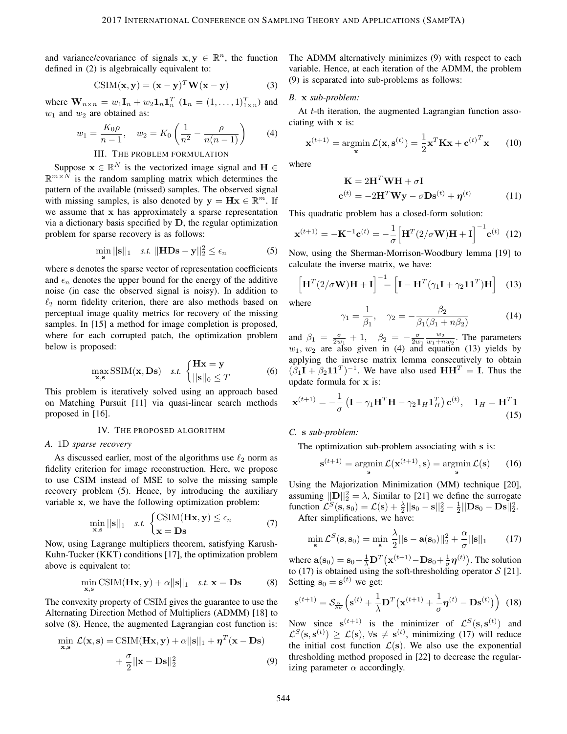and variance/covariance of signals $\mathbf{x}, \mathbf{y} \in \mathbb{R}^n$, the function defined in (2) is algebraically equivalent to:

$$\text{CSIM}(\mathbf{x}, \mathbf{y}) = (\mathbf{x} - \mathbf{y})^T \mathbf{W} (\mathbf{x} - \mathbf{y}) \tag{3}$$

where $\mathbf{W}_{n\times n} = w_1 \mathbf{I}_n + w_2 \mathbf{1}_n \mathbf{1}_n^T$ ($\mathbf{1}_n = (1, \ldots, 1)^T_{1\times n}$) and $w_1$ and $w_2$ are obtained as:

$$w_1 = \frac{K_0 \rho}{n-1}, \quad w_2 = K_0 \left( \frac{1}{n^2} - \frac{\rho}{n(n-1)} \right) \tag{4}$$

## III. The problem formulation

Suppose $\mathbf{x} \in \mathbb{R}^N$ is the vectorized image signal and $\mathbf{H} \in \mathbb{R}^{m\times N}$ is the random sampling matrix which determines the pattern of the available (missed) samples. The observed signal with missing samples, is also denoted by $\mathbf{y} = \mathbf{Hx} \in \mathbb{R}^m$. If we assume that $\mathbf{x}$ has approximately a sparse representation via a dictionary basis specified by $\mathbf{D}$, the regular optimization problem for sparse recovery is as follows:

$$\min_{\mathbf{s}} ||\mathbf{s}||_1 \quad \textit{s.t.} \ ||\mathbf{HDs} - \mathbf{y}||_2^2 \leq \epsilon_n \tag{5}$$

where $\mathbf{s}$ denotes the sparse vector of representation coefficients and $\epsilon_n$ denotes the upper bound for the energy of the additive noise (in case the observed signal is noisy). In addition to $\ell_2$ norm fidelity criterion, there are also methods based on perceptual image quality metrics for recovery of the missing samples. In [15] a method for image completion is proposed, where for each corrupted patch, the optimization problem below is proposed:

$$\max_{\mathbf{x},\mathbf{s}} \text{SSIM}(\mathbf{x}, \mathbf{Ds}) \quad \textit{s.t.} \begin{cases} \mathbf{Hx} = \mathbf{y} \\ ||\mathbf{s}||_0 \leq T \end{cases} \tag{6}$$

This problem is iteratively solved using an approach based on Matching Pursuit [11] via quasi-linear search methods proposed in [16].

## IV. The proposed algorithm

### A. 1D *sparse recovery*

As discussed earlier, most of the algorithms use $\ell_2$ norm as fidelity criterion for image reconstruction. Here, we propose to use CSIM instead of MSE to solve the missing sample recovery problem (5). Hence, by introducing the auxiliary variable $\mathbf{x}$, we have the following optimization problem:

$$\min_{\mathbf{x},\mathbf{s}} ||\mathbf{s}||_1 \quad \textit{s.t.} \begin{cases} \text{CSIM}(\mathbf{Hx}, \mathbf{y}) \leq \epsilon_n \\ \mathbf{x} = \mathbf{Ds} \end{cases} \tag{7}$$

Now, using Lagrange multipliers theorem, satisfying Karush-Kuhn-Tucker (KKT) conditions [17], the optimization problem above is equivalent to:

$$\min_{\mathbf{x},\mathbf{s}} \text{CSIM}(\mathbf{Hx}, \mathbf{y}) + \alpha ||\mathbf{s}||_1 \quad \textit{s.t.} \ \mathbf{x} = \mathbf{Ds} \tag{8}$$

The convexity property of CSIM gives the guarantee to use the Alternating Direction Method of Multipliers (ADMM) [18] to solve (8). Hence, the augmented Lagrangian cost function is:

$$\min_{\mathbf{x},\mathbf{s}} \mathcal{L}(\mathbf{x}, \mathbf{s}) = \text{CSIM}(\mathbf{Hx}, \mathbf{y}) + \alpha ||\mathbf{s}||_1 + \boldsymbol{\eta}^T (\mathbf{x} - \mathbf{Ds}) + \frac{\sigma}{2} ||\mathbf{x} - \mathbf{Ds}||_2^2 \tag{9}$$

The ADMM alternatively minimizes (9) with respect to each variable. Hence, at each iteration of the ADMM, the problem (9) is separated into sub-problems as follows:

### B. $\mathbf{x}$ *sub-problem:*

At $t$-th iteration, the augmented Lagrangian function associating with $\mathbf{x}$ is:

$$\mathbf{x}^{(t+1)} = \underset{\mathbf{x}}{\text{argmin}} \ \mathcal{L}(\mathbf{x}, \mathbf{s}^{(t)}) = \frac{1}{2} \mathbf{x}^T \mathbf{K} \mathbf{x} + {\mathbf{c}^{(t)}}^T \mathbf{x} \tag{10}$$

where

$$\begin{aligned} \mathbf{K} &= 2\mathbf{H}^T \mathbf{W} \mathbf{H} + \sigma \mathbf{I} \\ \mathbf{c}^{(t)} &= -2\mathbf{H}^T \mathbf{W} \mathbf{y} - \sigma \mathbf{D} \mathbf{s}^{(t)} + \boldsymbol{\eta}^{(t)} \end{aligned} \tag{11}$$

This quadratic problem has a closed-form solution:

$$\mathbf{x}^{(t+1)} = -\mathbf{K}^{-1} \mathbf{c}^{(t)} = -\frac{1}{\sigma} \Big[ \mathbf{H}^T (2/\sigma \mathbf{W}) \mathbf{H} + \mathbf{I} \Big]^{-1} \mathbf{c}^{(t)} \tag{12}$$

Now, using the Sherman-Morrison-Woodbury lemma [19] to calculate the inverse matrix, we have:

$$\Big[ \mathbf{H}^T (2/\sigma \mathbf{W}) \mathbf{H} + \mathbf{I} \Big]^{-1} = \Big[ \mathbf{I} - \mathbf{H}^T (\gamma_1 \mathbf{I} + \gamma_2 \mathbf{1}\mathbf{1}^T) \mathbf{H} \Big] \tag{13}$$

where

$$\gamma_1 = \frac{1}{\beta_1}, \quad \gamma_2 = -\frac{\beta_2}{\beta_1(\beta_1 + n\beta_2)} \tag{14}$$

and $\beta_1 = \frac{\sigma}{2w_1} + 1, \quad \beta_2 = -\frac{\sigma}{2w_1} \frac{w_2}{w_1 + nw_2}$. The parameters $w_1$, $w_2$ are also given in (4) and equation (13) yields by applying the inverse matrix lemma consecutively to obtain $(\beta_1 \mathbf{I} + \beta_2 \mathbf{1}\mathbf{1}^T)^{-1}$. We have also used $\mathbf{H}\mathbf{H}^T = \mathbf{I}$. Thus the update formula for $\mathbf{x}$ is:

$$\mathbf{x}^{(t+1)} = -\frac{1}{\sigma} \left( \mathbf{I} - \gamma_1 \mathbf{H}^T \mathbf{H} - \gamma_2 \mathbf{1}_H \mathbf{1}_H^T \right) \mathbf{c}^{(t)}, \quad \mathbf{1}_H = \mathbf{H}^T \mathbf{1} \tag{15}$$

### C. $\mathbf{s}$ *sub-problem:*

The optimization sub-problem associating with $\mathbf{s}$ is:

$$\mathbf{s}^{(t+1)} = \underset{\mathbf{s}}{\text{argmin}} \ \mathcal{L}(\mathbf{x}^{(t+1)}, \mathbf{s}) = \underset{\mathbf{s}}{\text{argmin}} \ \mathcal{L}(\mathbf{s}) \tag{16}$$

Using the Majorization Minimization (MM) technique [20], assuming $||\mathbf{D}||_2^2 = \lambda$, Similar to [21] we define the surrogate function $\mathcal{L}^S(\mathbf{s}, \mathbf{s}_0) = \mathcal{L}(\mathbf{s}) + \frac{\lambda}{2} ||\mathbf{s}_0 - \mathbf{s}||_2^2 - \frac{1}{2} ||\mathbf{Ds}_0 - \mathbf{Ds}||_2^2$.

After simplifications, we have:

$$\min_{\mathbf{s}} \mathcal{L}^S(\mathbf{s}, \mathbf{s}_0) = \min_{\mathbf{s}} \frac{\lambda}{2} ||\mathbf{s} - \mathbf{a}(\mathbf{s}_0)||_2^2 + \frac{\alpha}{\sigma} ||\mathbf{s}||_1 \tag{17}$$

where $\mathbf{a}(\mathbf{s}_0) = \mathbf{s}_0 + \frac{1}{\lambda} \mathbf{D}^T \big( \mathbf{x}^{(t+1)} - \mathbf{Ds}_0 + \frac{1}{\sigma} \boldsymbol{\eta}^{(t)} \big)$. The solution to (17) is obtained using the soft-thresholding operator $\mathcal{S}$ [21]. Setting $\mathbf{s}_0 = \mathbf{s}^{(t)}$ we get:

$$\mathbf{s}^{(t+1)} = \mathcal{S}_{\frac{\alpha}{\lambda\sigma}} \Big( \mathbf{s}^{(t)} + \frac{1}{\lambda} \mathbf{D}^T \big( \mathbf{x}^{(t+1)} + \frac{1}{\sigma} \boldsymbol{\eta}^{(t)} - \mathbf{Ds}^{(t)} \big) \Big) \tag{18}$$

Now since $\mathbf{s}^{(t+1)}$ is the minimizer of $\mathcal{L}^S(\mathbf{s}, \mathbf{s}^{(t)})$ and $\mathcal{L}^S(\mathbf{s}, \mathbf{s}^{(t)}) \geq \mathcal{L}(\mathbf{s})$, $\forall \mathbf{s} \neq \mathbf{s}^{(t)}$, minimizing (17) will reduce the initial cost function $\mathcal{L}(\mathbf{s})$. We also use the exponential thresholding method proposed in [22] to decrease the regularizing parameter $\alpha$ accordingly.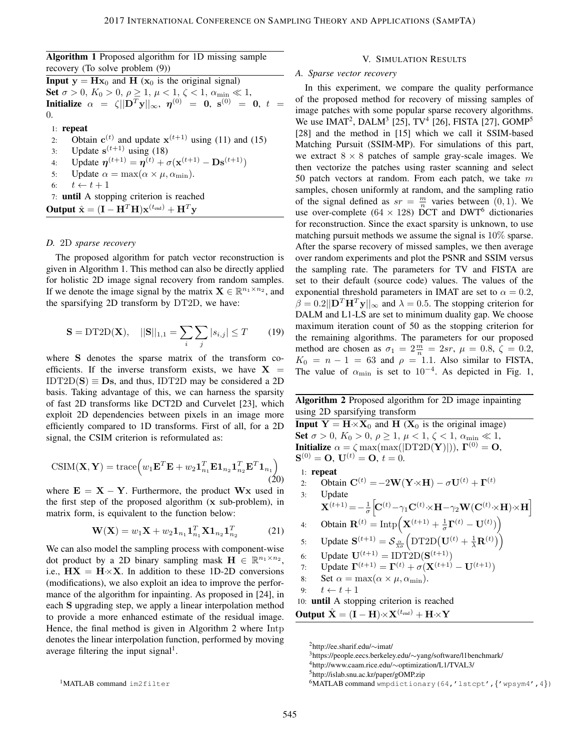**Algorithm 1** Proposed algorithm for 1D missing sample recovery (To solve problem (9))

**Input** $\mathbf{y} = \mathbf{H}\mathbf{x}_0$ and $\mathbf{H}$ ($\mathbf{x}_0$ is the original signal)

**Set** $\sigma > 0$, $K_0 > 0$, $\rho \geq 1$, $\mu < 1$, $\zeta < 1$, $\alpha_{\min} \ll 1$,

**Initialize** $\alpha = \zeta||\mathbf{D}^T\mathbf{y}||_\infty$, $\boldsymbol{\eta}^{(0)} = \mathbf{0}$, $\mathbf{s}^{(0)} = \mathbf{0}$, $t = 0$.

1: **repeat**
2: Obtain $\mathbf{c}^{(t)}$ and update $\mathbf{x}^{(t+1)}$ using (11) and (15)
3: Update $\mathbf{s}^{(t+1)}$ using (18)
4: Update $\boldsymbol{\eta}^{(t+1)} = \boldsymbol{\eta}^{(t)} + \sigma(\mathbf{x}^{(t+1)} - \mathbf{D}\mathbf{s}^{(t+1)})$
5: Update $\alpha = \max(\alpha \times \mu, \alpha_{\min})$.
6: $t \leftarrow t + 1$
7: **until** A stopping criterion is reached

**Output** $\hat{\mathbf{x}} = (\mathbf{I} - \mathbf{H}^T\mathbf{H})\mathbf{x}^{(t_{\text{end}})} + \mathbf{H}^T\mathbf{y}$

### D. 2D sparse recovery

The proposed algorithm for patch vector reconstruction is given in Algorithm 1. This method can also be directly applied for holistic 2D image signal recovery from random samples. If we denote the image signal by the matrix $\mathbf{X} \in \mathbb{R}^{n_1 \times n_2}$, and the sparsifying 2D transform by DT2D, we have:

$$\mathbf{S} = \text{DT2D}(\mathbf{X}), \quad ||\mathbf{S}||_{1,1} = \sum_i \sum_j |s_{i,j}| \leq T \tag{19}$$

where $\mathbf{S}$ denotes the sparse matrix of the transform coefficients. If the inverse transform exists, we have $\mathbf{X} = \text{IDT2D}(\mathbf{S}) \equiv \mathbf{D}\mathbf{s}$, and thus, IDT2D may be considered a 2D basis. Taking advantage of this, we can harness the sparsity of fast 2D transforms like DCT2D and Curvelet [23], which exploit 2D dependencies between pixels in an image more efficiently compared to 1D transforms. First of all, for a 2D signal, the CSIM criterion is reformulated as:

$$\text{CSIM}(\mathbf{X}, \mathbf{Y}) = \text{trace}\Big(w_1\mathbf{E}^T\mathbf{E} + w_2\mathbf{1}_{n_1}^T\mathbf{E}\mathbf{1}_{n_2}\mathbf{1}_{n_2}^T\mathbf{E}^T\mathbf{1}_{n_1}\Big) \tag{20}$$

where $\mathbf{E} = \mathbf{X} - \mathbf{Y}$. Furthermore, the product $\mathbf{W}\mathbf{x}$ used in the first step of the proposed algorithm ($\mathbf{x}$ sub-problem), in matrix form, is equivalent to the function below:

$$\mathbf{W}(\mathbf{X}) = w_1\mathbf{X} + w_2\mathbf{1}_{n_1}\mathbf{1}_{n_1}^T\mathbf{X}\mathbf{1}_{n_2}\mathbf{1}_{n_2}^T \tag{21}$$

We can also model the sampling process with component-wise dot product by a 2D binary sampling mask $\mathbf{H} \in \mathbb{R}^{n_1 \times n_2}$, i.e., $\mathbf{H}\mathbf{X} = \mathbf{H} \cdot\!\times \mathbf{X}$. In addition to these 1D-2D conversions (modifications), we also exploit an idea to improve the performance of the algorithm for inpainting. As proposed in [24], in each $\mathbf{S}$ upgrading step, we apply a linear interpolation method to provide a more enhanced estimate of the residual image. Hence, the final method is given in Algorithm 2 where Intp denotes the linear interpolation function, performed by moving average filtering the input signal[1].

[1]MATLAB command `im2filter`

## V. Simulation Results

### A. Sparse vector recovery

In this experiment, we compare the quality performance of the proposed method for recovery of missing samples of image patches with some popular sparse recovery algorithms. We use IMAT[2], DALM[3] [25], TV[4] [26], FISTA [27], GOMP[5] [28] and the method in [15] which we call it SSIM-based Matching Pursuit (SSIM-MP). For simulations of this part, we extract $8 \times 8$ patches of sample gray-scale images. We then vectorize the patches using raster scanning and select 50 patch vectors at random. From each patch, we take $m$ samples, chosen uniformly at random, and the sampling ratio of the signal defined as $sr = \frac{m}{n}$ varies between $(0, 1)$. We use over-complete ($64 \times 128$) DCT and DWT[6] dictionaries for reconstruction. Since the exact sparsity is unknown, to use matching pursuit methods we assume the signal is 10% sparse. After the sparse recovery of missed samples, we then average over random experiments and plot the PSNR and SSIM versus the sampling rate. The parameters for TV and FISTA are set to their default (source code) values. The values of the exponential threshold parameters in IMAT are set to $\alpha = 0.2$, $\beta = 0.2||\mathbf{D}^T\mathbf{H}^T\mathbf{y}||_\infty$ and $\lambda = 0.5$. The stopping criterion for DALM and L1-LS are set to minimum duality gap. We choose maximum iteration count of 50 as the stopping criterion for the remaining algorithms. The parameters for our proposed method are chosen as $\sigma_1 = 2\frac{m}{n} = 2sr$, $\mu = 0.8$, $\zeta = 0.2$, $K_0 = n - 1 = 63$ and $\rho = 1.1$. Also similar to FISTA, The value of $\alpha_{\min}$ is set to $10^{-4}$. As depicted in Fig. 1,

**Algorithm 2** Proposed algorithm for 2D image inpainting using 2D sparsifying transform

**Input** $\mathbf{Y} = \mathbf{H} \cdot\!\times \mathbf{X}_0$ and $\mathbf{H}$ ($\mathbf{X}_0$ is the original image)

**Set** $\sigma > 0$, $K_0 > 0$, $\rho \geq 1$, $\mu < 1$, $\zeta < 1$, $\alpha_{\min} \ll 1$,

**Initialize** $\alpha = \zeta \max(\max(|\text{DT2D}(\mathbf{Y})|))$, $\boldsymbol{\Gamma}^{(0)} = \mathbf{O}$, $\mathbf{S}^{(0)} = \mathbf{O}$, $\mathbf{U}^{(t)} = \mathbf{O}$, $t = 0$.

1: **repeat**
2: Obtain $\mathbf{C}^{(t)} = -2\mathbf{W}(\mathbf{Y} \cdot\!\times \mathbf{H}) - \sigma\mathbf{U}^{(t)} + \boldsymbol{\Gamma}^{(t)}$
3: Update $\mathbf{X}^{(t+1)} = -\frac{1}{\sigma}\Big[\mathbf{C}^{(t)} - \gamma_1\mathbf{C}^{(t)} \cdot\!\times \mathbf{H} - \gamma_2\mathbf{W}(\mathbf{C}^{(t)} \cdot\!\times \mathbf{H}) \cdot\!\times \mathbf{H}\Big]$
4: Obtain $\mathbf{R}^{(t)} = \text{Intp}\Big(\mathbf{X}^{(t+1)} + \frac{1}{\sigma}\boldsymbol{\Gamma}^{(t)} - \mathbf{U}^{(t)}\Big)$
5: Update $\mathbf{S}^{(t+1)} = \mathcal{S}_{\frac{\alpha}{\lambda\sigma}}\Big(\text{DT2D}\big(\mathbf{U}^{(t)} + \frac{1}{\lambda}\mathbf{R}^{(t)}\big)\Big)$
6: Update $\mathbf{U}^{(t+1)} = \text{IDT2D}(\mathbf{S}^{(t+1)})$
7: Update $\boldsymbol{\Gamma}^{(t+1)} = \boldsymbol{\Gamma}^{(t)} + \sigma(\mathbf{X}^{(t+1)} - \mathbf{U}^{(t+1)})$
8: Set $\alpha = \max(\alpha \times \mu, \alpha_{\min})$.
9: $t \leftarrow t + 1$
10: **until** A stopping criterion is reached

**Output** $\hat{\mathbf{X}} = (\mathbf{I} - \mathbf{H}) \cdot\!\times \mathbf{X}^{(t_{\text{end}})} + \mathbf{H} \cdot\!\times \mathbf{Y}$

[2]http://ee.sharif.edu/~imat/

[3]https://people.eecs.berkeley.edu/~yang/software/l1benchmark/

[4]http://www.caam.rice.edu/~optimization/L1/TVAL3/

[5]http://islab.snu.ac.kr/paper/gOMP.zip

[6]MATLAB command `wmpdictionary(64,'lstcpt',{'wpsym4',4})`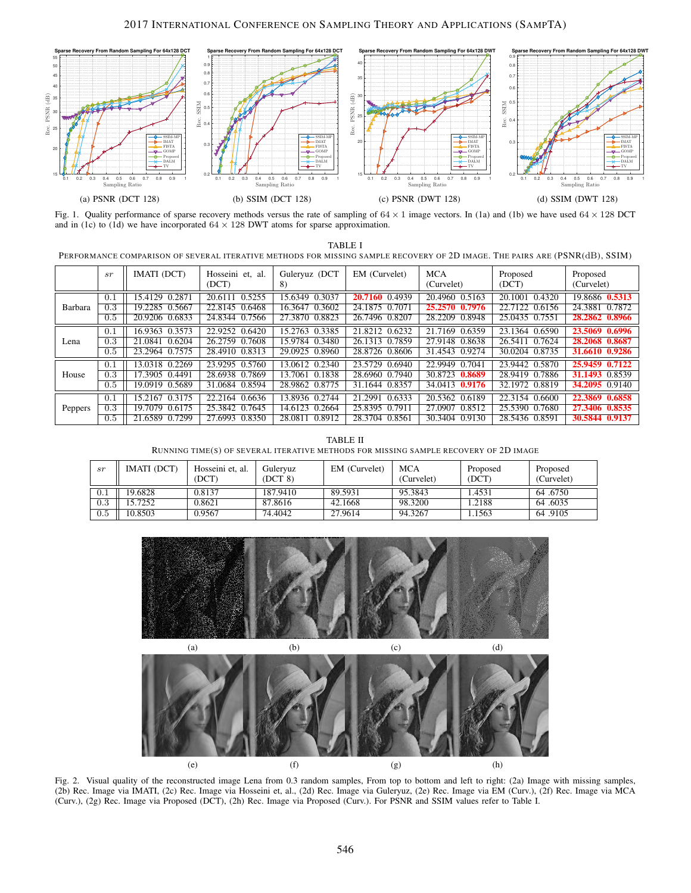(a) PSNR (DCT 128) (b) SSIM (DCT 128) (c) PSNR (DWT 128) (d) SSIM (DWT 128)

Fig. 1. Quality performance of sparse recovery methods versus the rate of sampling of $64 \times 1$ image vectors. In (1a) and (1b) we have used $64 \times 128$ DCT and in (1c) to (1d) we have incorporated $64 \times 128$ DWT atoms for sparse approximation.

TABLE I

PERFORMANCE COMPARISON OF SEVERAL ITERATIVE METHODS FOR MISSING SAMPLE RECOVERY OF 2D IMAGE. THE PAIRS ARE (PSNR(dB), SSIM)

| | $sr$ | IMATI (DCT) | Hosseini et, al. (DCT) | Guleryuz (DCT 8) | EM (Curvelet) | MCA (Curvelet) | Proposed (DCT) | Proposed (Curvelet) |
|---|---|---|---|---|---|---|---|---|
| Barbara | 0.1 | 15.4129 0.2871 | 20.6111 0.5255 | 15.6349 0.3037 | **20.7160** 0.4939 | 20.4960 0.5163 | 20.1001 0.4320 | 19.8686 **0.5313** |
| | 0.3 | 19.2285 0.5667 | 22.8145 0.6468 | 16.3647 0.3602 | 24.1875 0.7071 | **25.2570 0.7976** | 22.7122 0.6156 | 24.3881 0.7872 |
| | 0.5 | 20.9206 0.6833 | 24.8344 0.7566 | 27.3870 0.8823 | 26.7496 0.8207 | 28.2209 0.8948 | 25.0435 0.7551 | **28.2862 0.8966** |
| Lena | 0.1 | 16.9363 0.3573 | 22.9252 0.6420 | 15.2763 0.3385 | 21.8212 0.6232 | 21.7169 0.6359 | 23.1364 0.6590 | **23.5069 0.6996** |
| | 0.3 | 21.0841 0.6204 | 26.2759 0.7608 | 15.9784 0.3480 | 26.1313 0.7859 | 27.9148 0.8638 | 26.5411 0.7624 | **28.2068 0.8687** |
| | 0.5 | 23.2964 0.7575 | 28.4910 0.8313 | 29.0925 0.8960 | 28.8726 0.8606 | 31.4543 0.9274 | 30.0204 0.8735 | **31.6610 0.9286** |
| House | 0.1 | 13.0318 0.2269 | 23.9295 0.5760 | 13.0612 0.2340 | 23.5729 0.6940 | 22.9949 0.7041 | 23.9442 0.5870 | **25.9459 0.7122** |
| | 0.3 | 17.3905 0.4491 | 28.6938 0.7869 | 13.7061 0.1838 | 28.6960 0.7940 | 30.8723 **0.8689** | 28.9419 0.7886 | **31.1493** 0.8539 |
| | 0.5 | 19.0919 0.5689 | 31.0684 0.8594 | 28.9862 0.8775 | 31.1644 0.8357 | 34.0413 **0.9176** | 32.1972 0.8819 | **34.2095** 0.9140 |
| Peppers | 0.1 | 15.2167 0.3175 | 22.2164 0.6636 | 13.8936 0.2744 | 21.2991 0.6333 | 20.5362 0.6189 | 22.3154 0.6600 | **22.3869 0.6858** |
| | 0.3 | 19.7079 0.6175 | 25.3842 0.7645 | 14.6123 0.2664 | 25.8395 0.7911 | 27.0907 0.8512 | 25.5390 0.7680 | **27.3406 0.8535** |
| | 0.5 | 21.6589 0.7299 | 27.6993 0.8350 | 28.0811 0.8912 | 28.3704 0.8561 | 30.3404 0.9130 | 28.5436 0.8591 | **30.5844 0.9137** |

TABLE II

RUNNING TIME(S) OF SEVERAL ITERATIVE METHODS FOR MISSING SAMPLE RECOVERY OF 2D IMAGE

| $sr$ | IMATI (DCT) | Hosseini et, al. (DCT) | Guleryuz (DCT 8) | EM (Curvelet) | MCA (Curvelet) | Proposed (DCT) | Proposed (Curvelet) |
|---|---|---|---|---|---|---|---|
| 0.1 | 19.6828 | 0.8137 | 187.9410 | 89.5931 | 95.3843 | 1.4531 | 64 .6750 |
| 0.3 | 15.7252 | 0.8621 | 87.8616 | 42.1668 | 98.3200 | 1.2188 | 64 .6035 |
| 0.5 | 10.8503 | 0.9567 | 74.4042 | 27.9614 | 94.3267 | 1.1563 | 64 .9105 |

(a) (b) (c) (d)

(e) (f) (g) (h)

Fig. 2. Visual quality of the reconstructed image Lena from 0.3 random samples, From top to bottom and left to right: (2a) Image with missing samples, (2b) Rec. Image via IMATI, (2c) Rec. Image via Hosseini et, al., (2d) Rec. Image via Guleryuz, (2e) Rec. Image via EM (Curv.), (2f) Rec. Image via MCA (Curv.), (2g) Rec. Image via Proposed (DCT), (2h) Rec. Image via Proposed (Curv.). For PSNR and SSIM values refer to Table I.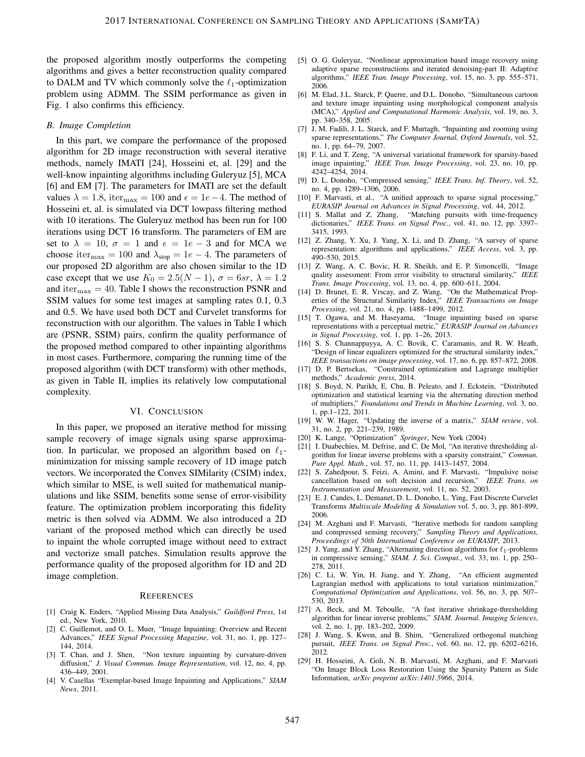the proposed algorithm mostly outperforms the competing algorithms and gives a better reconstruction quality compared to DALM and TV which commonly solve the $\ell_1$-optimization problem using ADMM. The SSIM performance as given in Fig. 1 also confirms this efficiency.

### *B. Image Completion*

In this part, we compare the performance of the proposed algorithm for 2D image reconstruction with several iterative methods, namely IMATI [24], Hosseini et, al. [29] and the well-know inpainting algorithms including Guleryuz [5], MCA [6] and EM [7]. The parameters for IMATI are set the default values $\lambda = 1.8$, $\text{iter}_{\max} = 100$ and $\epsilon = 1e-4$. The method of Hosseini et, al. is simulated via DCT lowpass filtering method with 10 iterations. The Guleryuz method has been run for 100 iterations using DCT 16 transform. The parameters of EM are set to $\lambda = 10$, $\sigma = 1$ and $\epsilon = 1e-3$ and for MCA we choose $\text{iter}_{\max} = 100$ and $\lambda_{\text{stop}} = 1e-4$. The parameters of our proposed 2D algorithm are also chosen similar to the 1D case except that we use $K_0 = 2.5(N-1)$, $\sigma = 6sr$, $\lambda = 1.2$ and $\text{iter}_{\max} = 40$. Table I shows the reconstruction PSNR and SSIM values for some test images at sampling rates 0.1, 0.3 and 0.5. We have used both DCT and Curvelet transforms for reconstruction with our algorithm. The values in Table I which are (PSNR, SSIM) pairs, confirm the quality performance of the proposed method compared to other inpainting algorithms in most cases. Furthermore, comparing the running time of the proposed algorithm (with DCT transform) with other methods, as given in Table II, implies its relatively low computational complexity.

## VI. Conclusion

In this paper, we proposed an iterative method for missing sample recovery of image signals using sparse approximation. In particular, we proposed an algorithm based on $\ell_1$-minimization for missing sample recovery of 1D image patch vectors. We incorporated the Convex SIMilarity (CSIM) index, which similar to MSE, is well suited for mathematical manipulations and like SSIM, benefits some sense of error-visibility feature. The optimization problem incorporating this fidelity metric is then solved via ADMM. We also introduced a 2D variant of the proposed method which can directly be used to inpaint the whole corrupted image without need to extract and vectorize small patches. Simulation results approve the performance quality of the proposed algorithm for 1D and 2D image completion.

## References

[1] Craig K. Enders, "Applied Missing Data Analysis," *Guildford Press*, 1st ed., New York, 2010.

[2] C. Guillemot, and O. L. Muer, "Image Inpainting: Overview and Recent Advances," *IEEE Signal Processing Magazine*, vol. 31, no. 1, pp. 127–144, 2014.

[3] T. Chan, and J. Shen, "Non texture inpainting by curvature-driven diffusion," *J. Visual Commun. Image Representation*, vol. 12, no. 4, pp. 436–449, 2001.

[4] V. Casellas "Exemplar-based Image Inpainting and Applications," *SIAM News*, 2011.

[5] O. G. Guleryuz, "Nonlinear approximation based image recovery using adaptive sparse reconstructions and iterated denoising-part II: Adaptive algorithms," *IEEE Tran. Image Processing*, vol. 15, no. 3, pp. 555–571, 2006.

[6] M. Elad, J.L. Starck, P. Querre, and D.L. Donoho, "Simultaneous cartoon and texture image inpainting using morphological component analysis (MCA)," *Applied and Computational Harmonic Analysis*, vol. 19, no. 3, pp. 340–358, 2005.

[7] J. M. Fadili, J. L. Starck, and F. Murtagh, "Inpainting and zooming using sparse representations," *The Computer Journal, Oxford Journals*, vol. 52, no. 1, pp. 64–79, 2007.

[8] F. Li, and T. Zeng, "A universal variational framework for sparsity-based image inpainting," *IEEE Tran. Image Processing*, vol. 23, no. 10, pp. 4242–4254, 2014.

[9] D. L. Donoho, "Compressed sensing," *IEEE Trans. Inf. Theory*, vol. 52, no. 4, pp. 1289–1306, 2006.

[10] F. Marvasti, et al., "A unified approach to sparse signal processing," *EURASIP Journal on Advances in Signal Processing*, vol. 44, 2012.

[11] S. Mallat and Z. Zhang, "Matching pursuits with time-frequency dictionaries," *IEEE Trans. on Signal Proc.*, vol. 41, no. 12, pp. 3397–3415, 1993.

[12] Z. Zhang, Y. Xu, J. Yang, X. Li, and D. Zhang, "A survey of sparse representation: algorithms and applications," *IEEE Access*, vol. 3, pp. 490–530, 2015.

[13] Z. Wang, A. C. Bovic, H. R. Sheikh, and E. P. Simoncelli, "Image quality assessment: From error visibility to structural similarity," *IEEE Trans. Image Processing*, vol. 13, no. 4, pp. 600–611, 2004.

[14] D. Brunet, E. R. Vrscay, and Z. Wang, "On the Mathematical Properties of the Structural Similarity Index," *IEEE Transactions on Image Processing*, vol. 21, no. 4, pp. 1488–1499, 2012.

[15] T. Ogawa, and M. Haseyama, "Image inpainting based on sparse representations with a perceptual metric," *EURASIP Journal on Advances in Signal Processing*, vol. 1, pp. 1–26, 2013.

[16] S. S. Channappayya, A. C. Bovik, C. Caramanis, and R. W. Heath, "Design of linear equalizers optimized for the structural similarity index," *IEEE transactions on image processing*, vol. 17, no. 6, pp. 857–872, 2008.

[17] D. P. Bertsekas, "Constrained optimization and Lagrange multiplier methods," *Academic press*, 2014.

[18] S. Boyd, N. Parikh, E. Chu, B. Peleato, and J. Eckstein, "Distributed optimization and statistical learning via the alternating direction method of multipliers," *Foundations and Trends in Machine Learning*, vol. 3, no. 1, pp.1–122, 2011.

[19] W. W. Hager, "Updating the inverse of a matrix," *SIAM review*, vol. 31, no. 2, pp. 221–239, 1989.

[20] K. Lange, "Optimization" *Springer*, New York (2004)

[21] I. Duabechies, M. Defrise, and C. De Mol, "An iterative thresholding algorithm for linear inverse problems with a sparsity constraint," *Commun. Pure Appl. Math.*, vol. 57, no. 11, pp. 1413–1457, 2004.

[22] S. Zahedpour, S. Feizi, A. Amini, and F. Marvasti, "Impulsive noise cancellation based on soft decision and recursion," *IEEE Trans. on Instrumentation and Measurement*, vol. 11, no. 52, 2003.

[23] E. J. Candes, L. Demanet, D. L. Donoho, L. Ying, Fast Discrete Curvelet Transforms *Multiscale Modeling & Simulation* vol. 5, no. 3, pp. 861-899, 2006.

[24] M. Azghani and F. Marvasti, "Iterative methods for random sampling and compressed sensing recovery," *Sampling Theory and Applications, Proceedings of 50th International Conference on EURASIP*, 2013.

[25] J. Yang, and Y. Zhang, "Alternating direction algorithms for $\ell_1$-problems in compressive sensing," *SIAM. J. Sci. Comput.*, vol. 33, no. 1, pp. 250–278, 2011.

[26] C. Li, W. Yin, H. Jiang, and Y. Zhang, "An efficient augmented Lagrangian method with applications to total variation minimization," *Computational Optimization and Applications*, vol. 56, no. 3, pp. 507–530, 2013.

[27] A. Beck, and M. Teboulle, "A fast iterative shrinkage-thresholding algorithm for linear inverse problems," *SIAM. Journal. Imaging Sciences*, vol. 2, no. 1, pp. 183–202, 2009.

[28] J. Wang, S. Kwon, and B. Shim, "Generalized orthogonal matching pursuit, *IEEE Trans. on Signal Proc.*, vol. 60, no. 12, pp. 6202–6216, 2012.

[29] H. Hosseini, A. Goli, N. B. Marvasti, M. Azghani, and F. Marvasti "On Image Block Loss Restoration Using the Sparsity Pattern as Side Information, *arXiv preprint arXiv:1401.5966*, 2014.